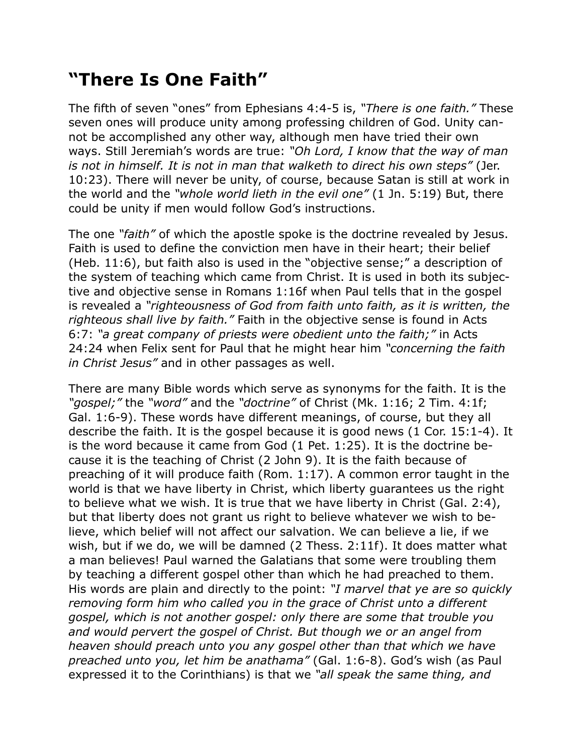# “There Is One Faith”

The fifth of seven “ones” from Ephesians 4:4-5 is, *“There is one faith.”* These seven ones will produce unity among professing children of God. Unity cannot be accomplished any other way, although men have tried their own ways. Still Jeremiah’s words are true: *“Oh Lord, I know that the way of man is not in himself. It is not in man that walketh to direct his own steps”* (Jer. 10:23). There will never be unity, of course, because Satan is still at work in the world and the *“whole world lieth in the evil one”* (1 Jn. 5:19) But, there could be unity if men would follow God’s instructions.

The one *“faith”* of which the apostle spoke is the doctrine revealed by Jesus. Faith is used to define the conviction men have in their heart; their belief (Heb. 11:6), but faith also is used in the “objective sense;” a description of the system of teaching which came from Christ. It is used in both its subjective and objective sense in Romans 1:16f when Paul tells that in the gospel is revealed a *“righteousness of God from faith unto faith, as it is written, the righteous shall live by faith.”* Faith in the objective sense is found in Acts 6:7: *“a great company of priests were obedient unto the faith;”* in Acts 24:24 when Felix sent for Paul that he might hear him *“concerning the faith in Christ Jesus”* and in other passages as well.

There are many Bible words which serve as synonyms for the faith. It is the *“gospel;”* the *“word”* and the *“doctrine”* of Christ (Mk. 1:16; 2 Tim. 4:1f; Gal. 1:6-9). These words have different meanings, of course, but they all describe the faith. It is the gospel because it is good news (1 Cor. 15:1-4). It is the word because it came from God (1 Pet. 1:25). It is the doctrine because it is the teaching of Christ (2 John 9). It is the faith because of preaching of it will produce faith (Rom. 1:17). A common error taught in the world is that we have liberty in Christ, which liberty guarantees us the right to believe what we wish. It is true that we have liberty in Christ (Gal. 2:4), but that liberty does not grant us right to believe whatever we wish to believe, which belief will not affect our salvation. We can believe a lie, if we wish, but if we do, we will be damned (2 Thess. 2:11f). It does matter what a man believes! Paul warned the Galatians that some were troubling them by teaching a different gospel other than which he had preached to them. His words are plain and directly to the point: *“I marvel that ye are so quickly removing form him who called you in the grace of Christ unto a different gospel, which is not another gospel: only there are some that trouble you and would pervert the gospel of Christ. But though we or an angel from heaven should preach unto you any gospel other than that which we have preached unto you, let him be anathama”* (Gal. 1:6-8). God’s wish (as Paul expressed it to the Corinthians) is that we *“all speak the same thing, and*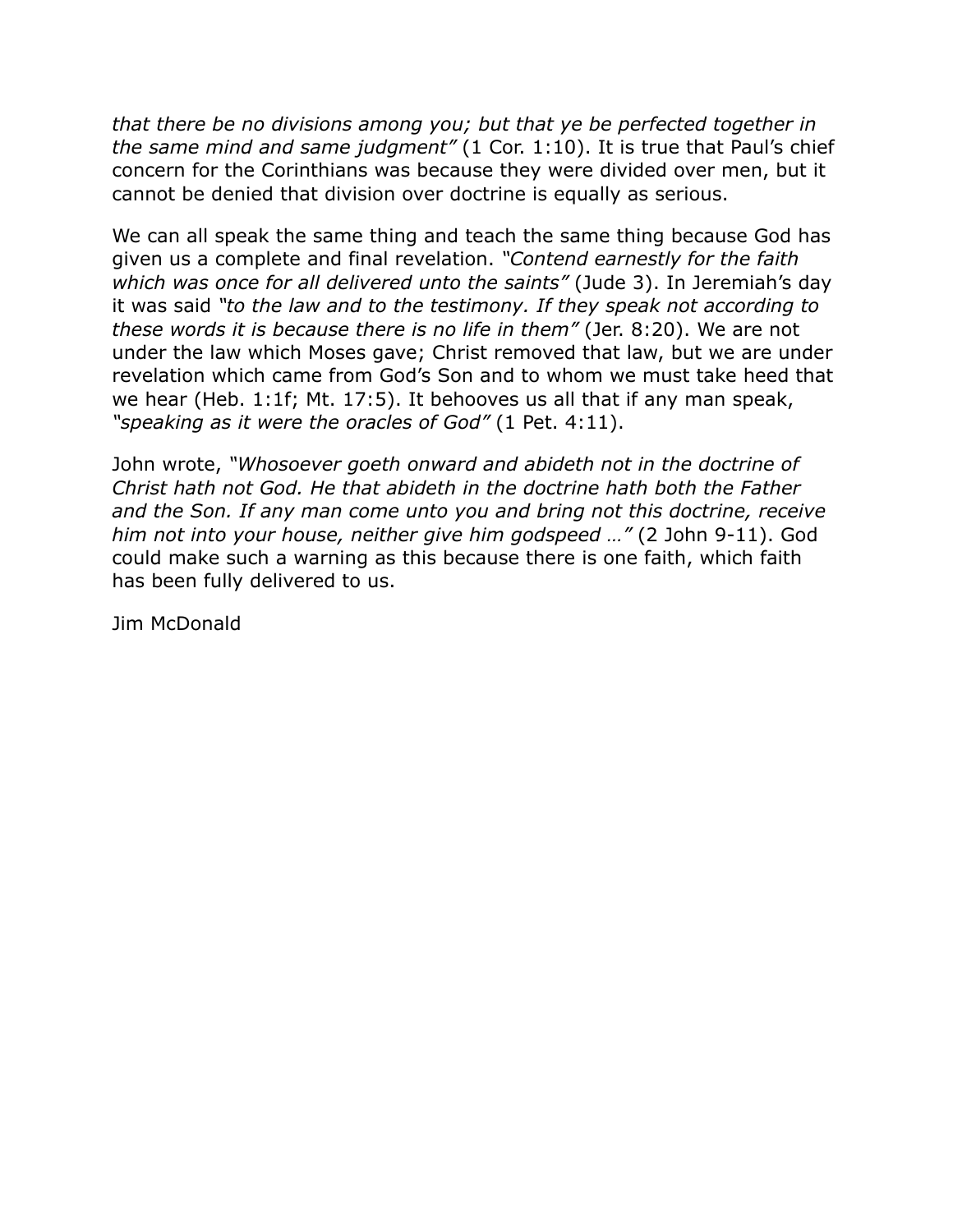*that there be no divisions among you; but that ye be perfected together in the same mind and same judgment"* (1 Cor. 1:10). It is true that Paul's chief concern for the Corinthians was because they were divided over men, but it cannot be denied that division over doctrine is equally as serious.

We can all speak the same thing and teach the same thing because God has given us a complete and final revelation. *"Contend earnestly for the faith which was once for all delivered unto the saints"* (Jude 3). In Jeremiah's day it was said *"to the law and to the testimony. If they speak not according to these words it is because there is no life in them"* (Jer. 8:20). We are not under the law which Moses gave; Christ removed that law, but we are under revelation which came from God's Son and to whom we must take heed that we hear (Heb. 1:1f; Mt. 17:5). It behooves us all that if any man speak, *"speaking as it were the oracles of God"* (1 Pet. 4:11).

John wrote, *"Whosoever goeth onward and abideth not in the doctrine of Christ hath not God. He that abideth in the doctrine hath both the Father and the Son. If any man come unto you and bring not this doctrine, receive him not into your house, neither give him godspeed …"* (2 John 9-11). God could make such a warning as this because there is one faith, which faith has been fully delivered to us.

Jim McDonald